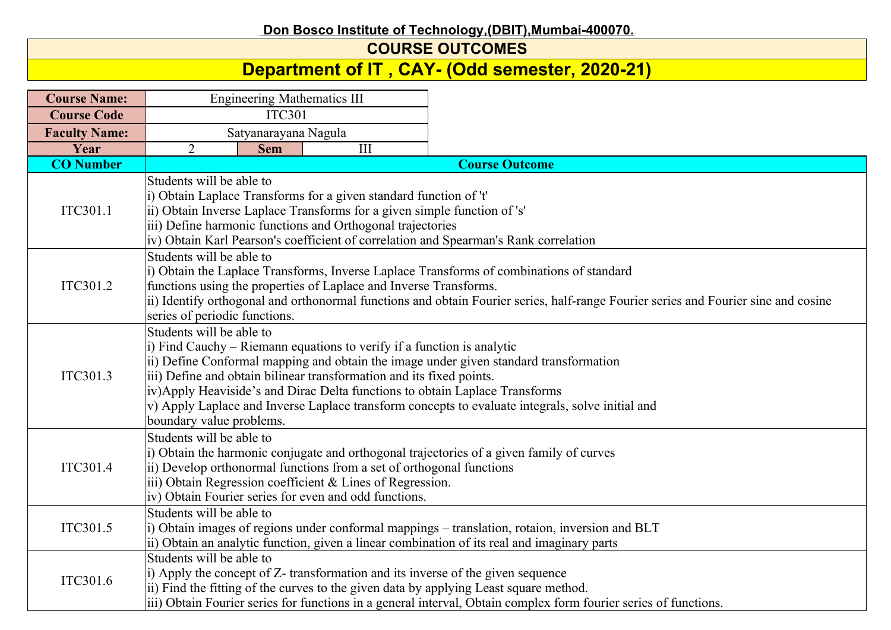**Don Bosco Institute of Technology,(DBIT),Mumbai-400070.**

# COURSE OUTCOMES

## Department of IT , CAY- (Odd semester, 2020-21)

| Course Name: | Engineering Mathematics III | | |
|---|---|---|---|
| Course Code | ITC301 | | |
| Faculty Name: | Satyanarayana Nagula | | |
| Year | 2 | Sem | III |

| CO Number | Course Outcome |
|---|---|
| ITC301.1 | Students will be able to<br>i) Obtain Laplace Transforms for a given standard function of 't'<br>ii) Obtain Inverse Laplace Transforms for a given simple function of 's'<br>iii) Define harmonic functions and Orthogonal trajectories<br>iv) Obtain Karl Pearson's coefficient of correlation and Spearman's Rank correlation |
| ITC301.2 | Students will be able to<br>i) Obtain the Laplace Transforms, Inverse Laplace Transforms of combinations of standard functions using the properties of Laplace and Inverse Transforms.<br>ii) Identify orthogonal and orthonormal functions and obtain Fourier series, half-range Fourier series and Fourier sine and cosine series of periodic functions. |
| ITC301.3 | Students will be able to<br>i) Find Cauchy – Riemann equations to verify if a function is analytic<br>ii) Define Conformal mapping and obtain the image under given standard transformation<br>iii) Define and obtain bilinear transformation and its fixed points.<br>iv)Apply Heaviside's and Dirac Delta functions to obtain Laplace Transforms<br>v) Apply Laplace and Inverse Laplace transform concepts to evaluate integrals, solve initial and boundary value problems. |
| ITC301.4 | Students will be able to<br>i) Obtain the harmonic conjugate and orthogonal trajectories of a given family of curves<br>ii) Develop orthonormal functions from a set of orthogonal functions<br>iii) Obtain Regression coefficient & Lines of Regression.<br>iv) Obtain Fourier series for even and odd functions. |
| ITC301.5 | Students will be able to<br>i) Obtain images of regions under conformal mappings – translation, rotaion, inversion and BLT<br>ii) Obtain an analytic function, given a linear combination of its real and imaginary parts |
| ITC301.6 | Students will be able to<br>i) Apply the concept of Z- transformation and its inverse of the given sequence<br>ii) Find the fitting of the curves to the given data by applying Least square method.<br>iii) Obtain Fourier series for functions in a general interval, Obtain complex form fourier series of functions. |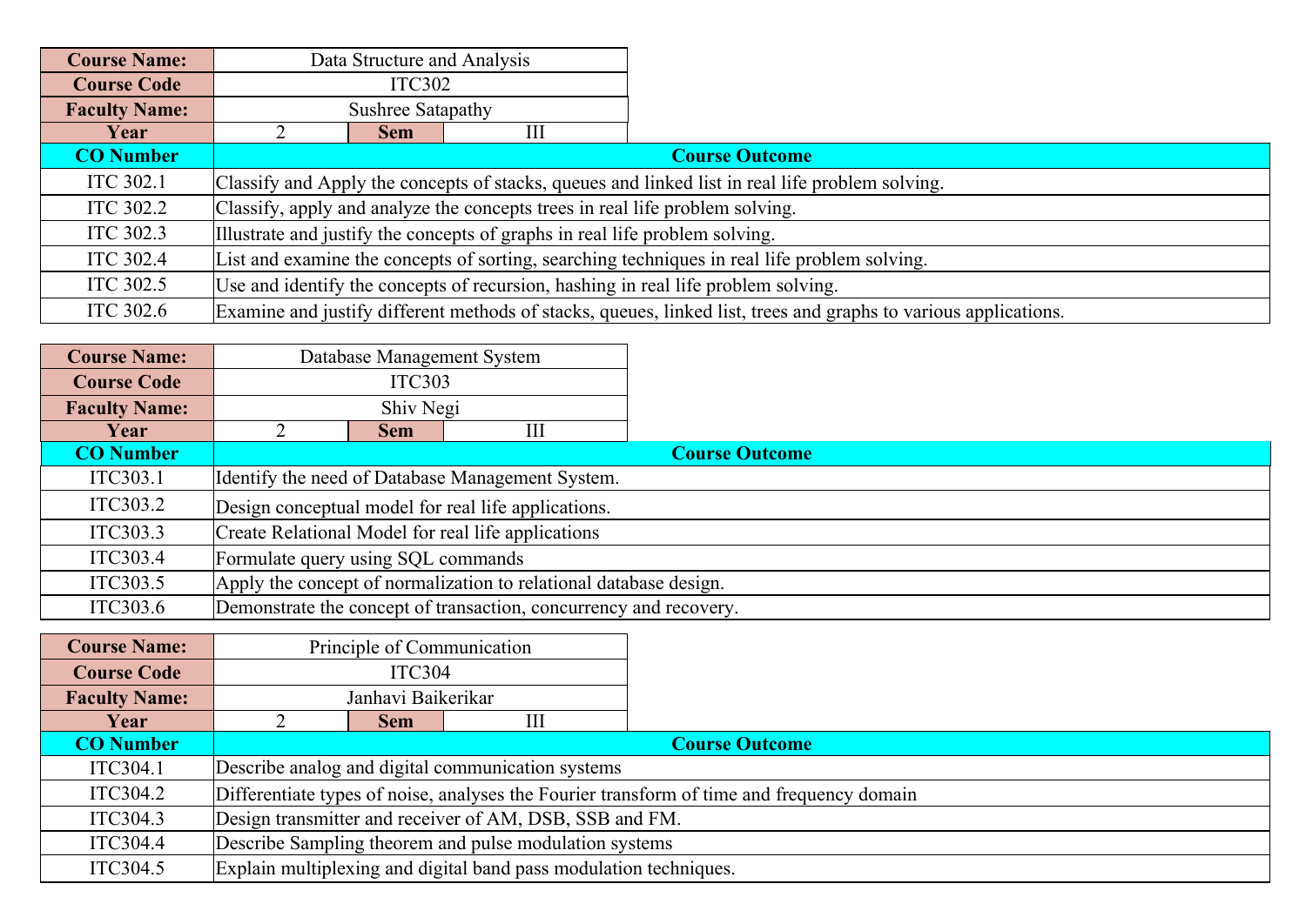| Course Name: | Data Structure and Analysis | | |
|---|---|---|---|
| Course Code | ITC302 | | |
| Faculty Name: | Sushree Satapathy | | |
| Year | 2 | Sem | III |

| CO Number | Course Outcome |
|---|---|
| ITC 302.1 | Classify and Apply the concepts of stacks, queues and linked list in real life problem solving. |
| ITC 302.2 | Classify, apply and analyze the concepts trees in real life problem solving. |
| ITC 302.3 | Illustrate and justify the concepts of graphs in real life problem solving. |
| ITC 302.4 | List and examine the concepts of sorting, searching techniques in real life problem solving. |
| ITC 302.5 | Use and identify the concepts of recursion, hashing in real life problem solving. |
| ITC 302.6 | Examine and justify different methods of stacks, queues, linked list, trees and graphs to various applications. |

| Course Name: | Database Management System | | |
|---|---|---|---|
| Course Code | ITC303 | | |
| Faculty Name: | Shiv Negi | | |
| Year | 2 | Sem | III |

| CO Number | Course Outcome |
|---|---|
| ITC303.1 | Identify the need of Database Management System. |
| ITC303.2 | Design conceptual model for real life applications. |
| ITC303.3 | Create Relational Model for real life applications |
| ITC303.4 | Formulate query using SQL commands |
| ITC303.5 | Apply the concept of normalization to relational database design. |
| ITC303.6 | Demonstrate the concept of transaction, concurrency and recovery. |

| Course Name: | Principle of Communication | | |
|---|---|---|---|
| Course Code | ITC304 | | |
| Faculty Name: | Janhavi Baikerikar | | |
| Year | 2 | Sem | III |

| CO Number | Course Outcome |
|---|---|
| ITC304.1 | Describe analog and digital communication systems |
| ITC304.2 | Differentiate types of noise, analyses the Fourier transform of time and frequency domain |
| ITC304.3 | Design transmitter and receiver of AM, DSB, SSB and FM. |
| ITC304.4 | Describe Sampling theorem and pulse modulation systems |
| ITC304.5 | Explain multiplexing and digital band pass modulation techniques. |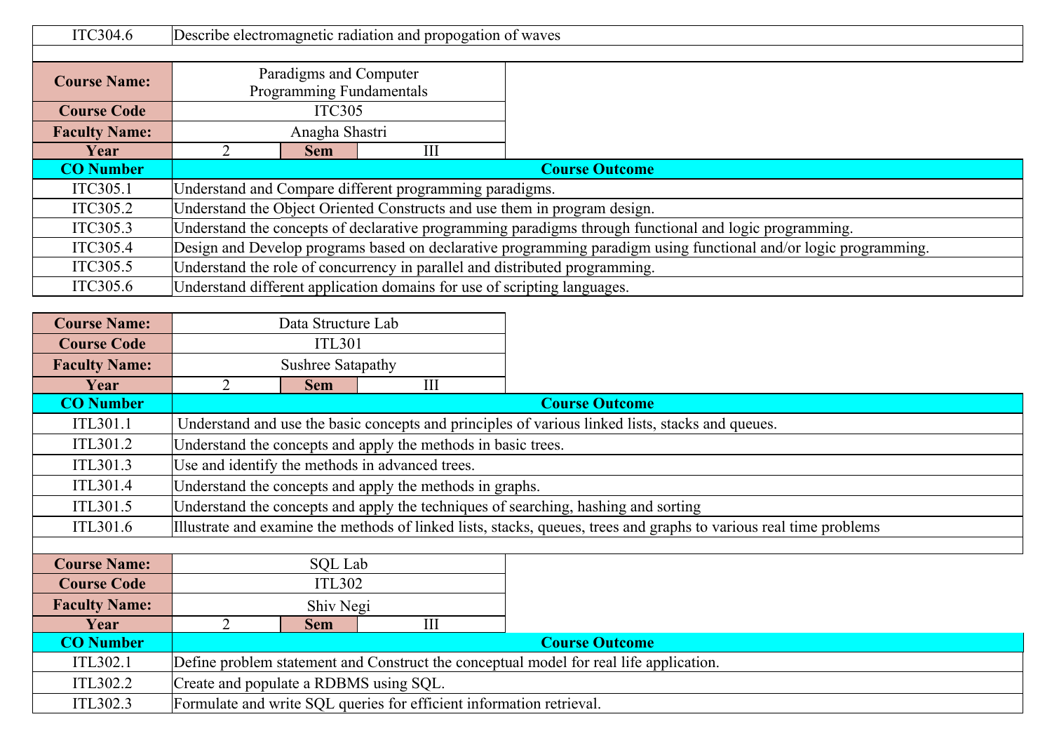| ITC304.6 | Describe electromagnetic radiation and propogation of waves |
|---|---|

| **Course Name:** | Paradigms and Computer Programming Fundamentals | | |
|---|---|---|---|
| **Course Code** | ITC305 | | |
| **Faculty Name:** | Anagha Shastri | | |
| **Year** | 2 | **Sem** | III |

| **CO Number** | **Course Outcome** |
|---|---|
| ITC305.1 | Understand and Compare different programming paradigms. |
| ITC305.2 | Understand the Object Oriented Constructs and use them in program design. |
| ITC305.3 | Understand the concepts of declarative programming paradigms through functional and logic programming. |
| ITC305.4 | Design and Develop programs based on declarative programming paradigm using functional and/or logic programming. |
| ITC305.5 | Understand the role of concurrency in parallel and distributed programming. |
| ITC305.6 | Understand different application domains for use of scripting languages. |

| **Course Name:** | Data Structure Lab | | |
|---|---|---|---|
| **Course Code** | ITL301 | | |
| **Faculty Name:** | Sushree Satapathy | | |
| **Year** | 2 | **Sem** | III |

| **CO Number** | **Course Outcome** |
|---|---|
| ITL301.1 | Understand and use the basic concepts and principles of various linked lists, stacks and queues. |
| ITL301.2 | Understand the concepts and apply the methods in basic trees. |
| ITL301.3 | Use and identify the methods in advanced trees. |
| ITL301.4 | Understand the concepts and apply the methods in graphs. |
| ITL301.5 | Understand the concepts and apply the techniques of searching, hashing and sorting |
| ITL301.6 | Illustrate and examine the methods of linked lists, stacks, queues, trees and graphs to various real time problems |

| **Course Name:** | SQL Lab | | |
|---|---|---|---|
| **Course Code** | ITL302 | | |
| **Faculty Name:** | Shiv Negi | | |
| **Year** | 2 | **Sem** | III |

| **CO Number** | **Course Outcome** |
|---|---|
| ITL302.1 | Define problem statement and Construct the conceptual model for real life application. |
| ITL302.2 | Create and populate a RDBMS using SQL. |
| ITL302.3 | Formulate and write SQL queries for efficient information retrieval. |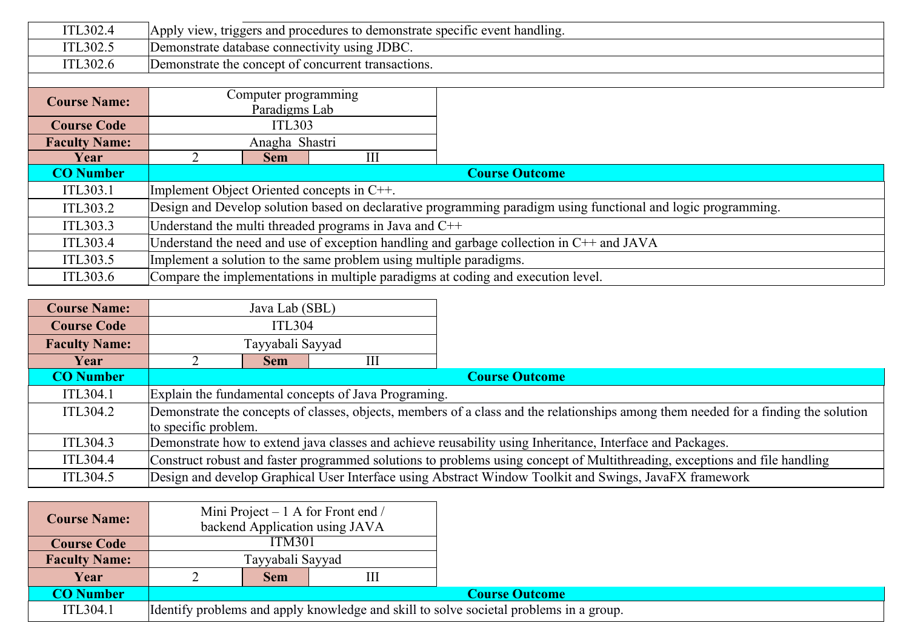| | |
|---|---|
| ITL302.4 | Apply view, triggers and procedures to demonstrate specific event handling. |
| ITL302.5 | Demonstrate database connectivity using JDBC. |
| ITL302.6 | Demonstrate the concept of concurrent transactions. |

| **Course Name:** | Computer programming Paradigms Lab | | |
|---|---|---|---|
| **Course Code** | ITL303 | | |
| **Faculty Name:** | Anagha Shastri | | |
| **Year** | 2 | **Sem** | III |

| **CO Number** | **Course Outcome** |
|---|---|
| ITL303.1 | Implement Object Oriented concepts in C++. |
| ITL303.2 | Design and Develop solution based on declarative programming paradigm using functional and logic programming. |
| ITL303.3 | Understand the multi threaded programs in Java and C++ |
| ITL303.4 | Understand the need and use of exception handling and garbage collection in C++ and JAVA |
| ITL303.5 | Implement a solution to the same problem using multiple paradigms. |
| ITL303.6 | Compare the implementations in multiple paradigms at coding and execution level. |

| **Course Name:** | Java Lab (SBL) | | |
|---|---|---|---|
| **Course Code** | ITL304 | | |
| **Faculty Name:** | Tayyabali Sayyad | | |
| **Year** | 2 | **Sem** | III |

| **CO Number** | **Course Outcome** |
|---|---|
| ITL304.1 | Explain the fundamental concepts of Java Programing. |
| ITL304.2 | Demonstrate the concepts of classes, objects, members of a class and the relationships among them needed for a finding the solution to specific problem. |
| ITL304.3 | Demonstrate how to extend java classes and achieve reusability using Inheritance, Interface and Packages. |
| ITL304.4 | Construct robust and faster programmed solutions to problems using concept of Multithreading, exceptions and file handling |
| ITL304.5 | Design and develop Graphical User Interface using Abstract Window Toolkit and Swings, JavaFX framework |

| **Course Name:** | Mini Project – 1 A for Front end / backend Application using JAVA | | |
|---|---|---|---|
| **Course Code** | ITM301 | | |
| **Faculty Name:** | Tayyabali Sayyad | | |
| **Year** | 2 | **Sem** | III |

| **CO Number** | **Course Outcome** |
|---|---|
| ITL304.1 | Identify problems and apply knowledge and skill to solve societal problems in a group. |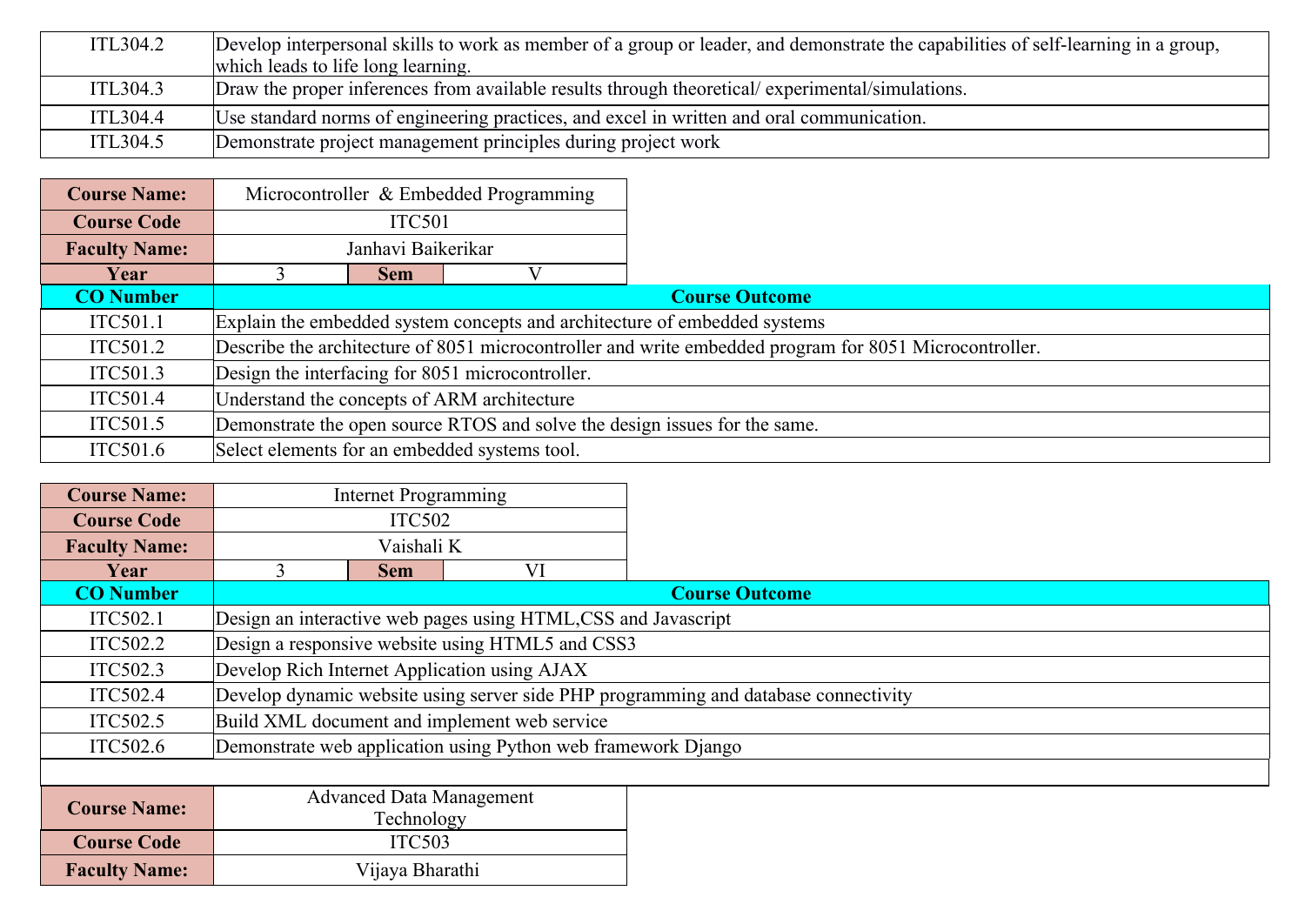| | |
|---|---|
| ITL304.2 | Develop interpersonal skills to work as member of a group or leader, and demonstrate the capabilities of self-learning in a group, which leads to life long learning. |
| ITL304.3 | Draw the proper inferences from available results through theoretical/ experimental/simulations. |
| ITL304.4 | Use standard norms of engineering practices, and excel in written and oral communication. |
| ITL304.5 | Demonstrate project management principles during project work |

| | | | |
|---|---|---|---|
| **Course Name:** | Microcontroller & Embedded Programming | | |
| **Course Code** | ITC501 | | |
| **Faculty Name:** | Janhavi Baikerikar | | |
| **Year** | 3 | **Sem** | V |

| CO Number | Course Outcome |
|---|---|
| ITC501.1 | Explain the embedded system concepts and architecture of embedded systems |
| ITC501.2 | Describe the architecture of 8051 microcontroller and write embedded program for 8051 Microcontroller. |
| ITC501.3 | Design the interfacing for 8051 microcontroller. |
| ITC501.4 | Understand the concepts of ARM architecture |
| ITC501.5 | Demonstrate the open source RTOS and solve the design issues for the same. |
| ITC501.6 | Select elements for an embedded systems tool. |

| | | | |
|---|---|---|---|
| **Course Name:** | Internet Programming | | |
| **Course Code** | ITC502 | | |
| **Faculty Name:** | Vaishali K | | |
| **Year** | 3 | **Sem** | VI |

| CO Number | Course Outcome |
|---|---|
| ITC502.1 | Design an interactive web pages using HTML,CSS and Javascript |
| ITC502.2 | Design a responsive website using HTML5 and CSS3 |
| ITC502.3 | Develop Rich Internet Application using AJAX |
| ITC502.4 | Develop dynamic website using server side PHP programming and database connectivity |
| ITC502.5 | Build XML document and implement web service |
| ITC502.6 | Demonstrate web application using Python web framework Django |

| | |
|---|---|
| **Course Name:** | Advanced Data Management Technology |
| **Course Code** | ITC503 |
| **Faculty Name:** | Vijaya Bharathi |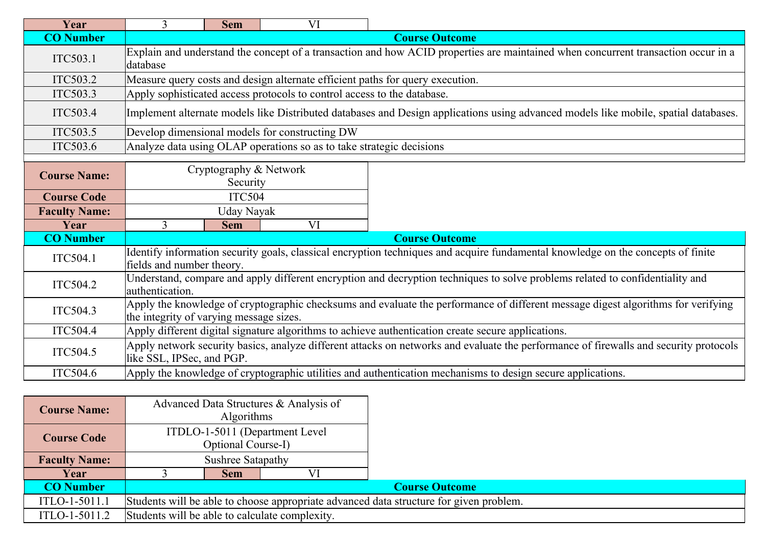| Year | 3 | Sem | VI |
|---|---|---|---|

| CO Number | Course Outcome |
|---|---|
| ITC503.1 | Explain and understand the concept of a transaction and how ACID properties are maintained when concurrent transaction occur in a database |
| ITC503.2 | Measure query costs and design alternate efficient paths for query execution. |
| ITC503.3 | Apply sophisticated access protocols to control access to the database. |
| ITC503.4 | Implement alternate models like Distributed databases and Design applications using advanced models like mobile, spatial databases. |
| ITC503.5 | Develop dimensional models for constructing DW |
| ITC503.6 | Analyze data using OLAP operations so as to take strategic decisions |

| Course Name: | Cryptography & Network Security | | |
|---|---|---|---|
| Course Code | ITC504 | | |
| Faculty Name: | Uday Nayak | | |
| Year | 3 | Sem | VI |

| CO Number | Course Outcome |
|---|---|
| ITC504.1 | Identify information security goals, classical encryption techniques and acquire fundamental knowledge on the concepts of finite fields and number theory. |
| ITC504.2 | Understand, compare and apply different encryption and decryption techniques to solve problems related to confidentiality and authentication. |
| ITC504.3 | Apply the knowledge of cryptographic checksums and evaluate the performance of different message digest algorithms for verifying the integrity of varying message sizes. |
| ITC504.4 | Apply different digital signature algorithms to achieve authentication create secure applications. |
| ITC504.5 | Apply network security basics, analyze different attacks on networks and evaluate the performance of firewalls and security protocols like SSL, IPSec, and PGP. |
| ITC504.6 | Apply the knowledge of cryptographic utilities and authentication mechanisms to design secure applications. |

| Course Name: | Advanced Data Structures & Analysis of Algorithms | | |
|---|---|---|---|
| Course Code | ITDLO-1-5011 (Department Level Optional Course-I) | | |
| Faculty Name: | Sushree Satapathy | | |
| Year | 3 | Sem | VI |

| CO Number | Course Outcome |
|---|---|
| ITLO-1-5011.1 | Students will be able to choose appropriate advanced data structure for given problem. |
| ITLO-1-5011.2 | Students will be able to calculate complexity. |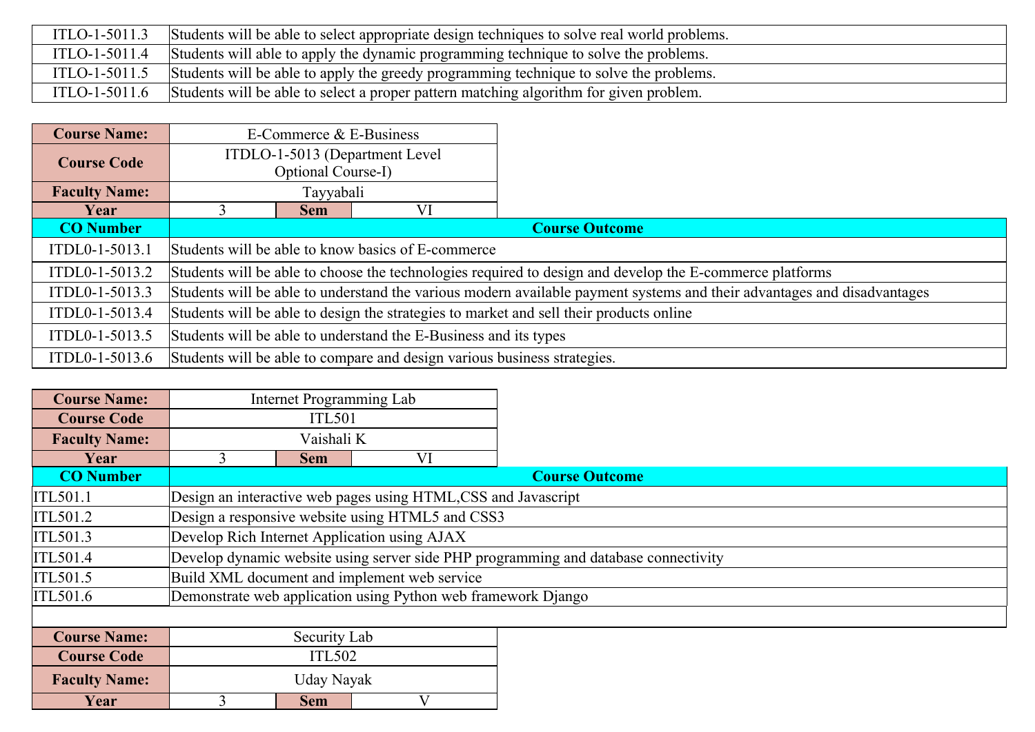| | |
|---|---|
| ITLO-1-5011.3 | Students will be able to select appropriate design techniques to solve real world problems. |
| ITLO-1-5011.4 | Students will able to apply the dynamic programming technique to solve the problems. |
| ITLO-1-5011.5 | Students will be able to apply the greedy programming technique to solve the problems. |
| ITLO-1-5011.6 | Students will be able to select a proper pattern matching algorithm for given problem. |

| **Course Name:** | E-Commerce & E-Business | | |
|---|---|---|---|
| **Course Code** | ITDLO-1-5013 (Department Level Optional Course-I) | | |
| **Faculty Name:** | Tayyabali | | |
| **Year** | 3 | **Sem** | VI |

| **CO Number** | **Course Outcome** |
|---|---|
| ITDL0-1-5013.1 | Students will be able to know basics of E-commerce |
| ITDL0-1-5013.2 | Students will be able to choose the technologies required to design and develop the E-commerce platforms |
| ITDL0-1-5013.3 | Students will be able to understand the various modern available payment systems and their advantages and disadvantages |
| ITDL0-1-5013.4 | Students will be able to design the strategies to market and sell their products online |
| ITDL0-1-5013.5 | Students will be able to understand the E-Business and its types |
| ITDL0-1-5013.6 | Students will be able to compare and design various business strategies. |

| **Course Name:** | Internet Programming Lab | | |
|---|---|---|---|
| **Course Code** | ITL501 | | |
| **Faculty Name:** | Vaishali K | | |
| **Year** | 3 | **Sem** | VI |

| **CO Number** | **Course Outcome** |
|---|---|
| ITL501.1 | Design an interactive web pages using HTML,CSS and Javascript |
| ITL501.2 | Design a responsive website using HTML5 and CSS3 |
| ITL501.3 | Develop Rich Internet Application using AJAX |
| ITL501.4 | Develop dynamic website using server side PHP programming and database connectivity |
| ITL501.5 | Build XML document and implement web service |
| ITL501.6 | Demonstrate web application using Python web framework Django |

| **Course Name:** | Security Lab | | |
|---|---|---|---|
| **Course Code** | ITL502 | | |
| **Faculty Name:** | Uday Nayak | | |
| **Year** | 3 | **Sem** | V |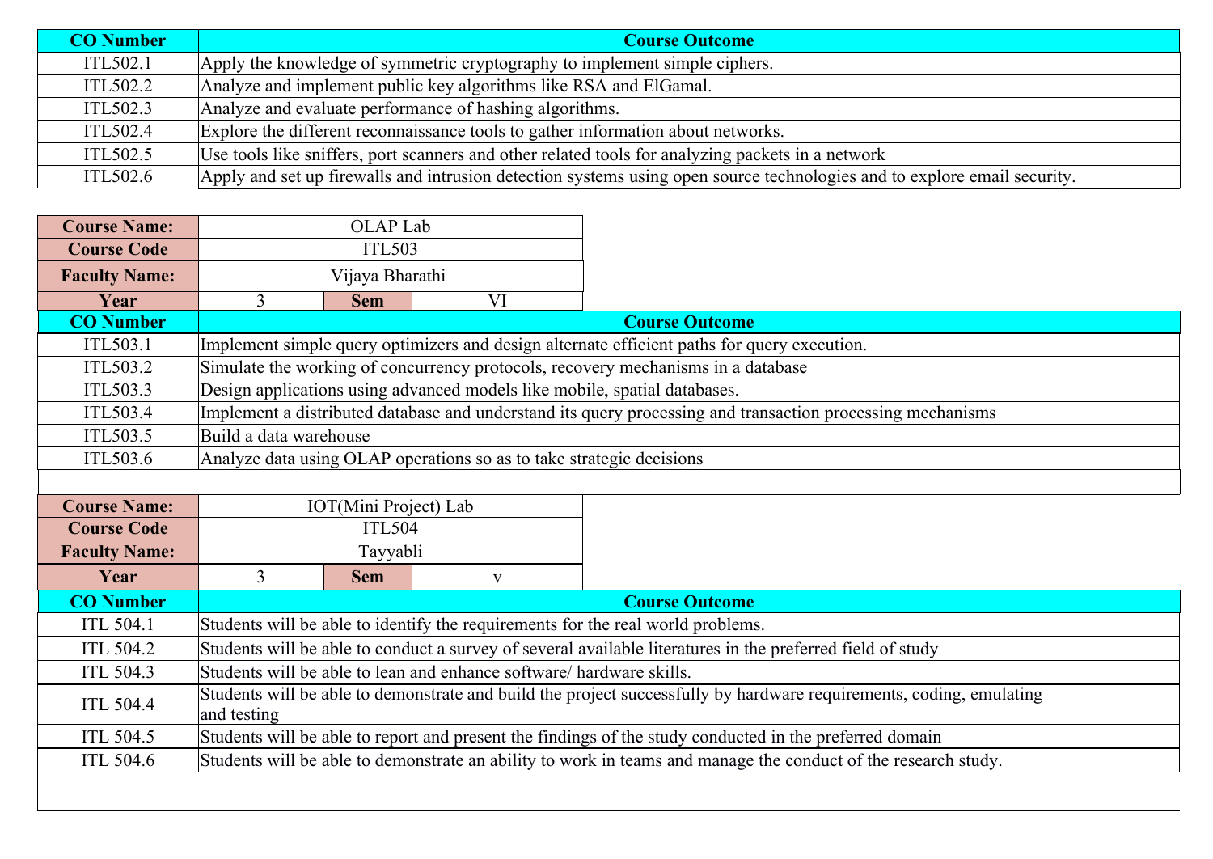| CO Number | Course Outcome |
| --- | --- |
| ITL502.1 | Apply the knowledge of symmetric cryptography to implement simple ciphers. |
| ITL502.2 | Analyze and implement public key algorithms like RSA and ElGamal. |
| ITL502.3 | Analyze and evaluate performance of hashing algorithms. |
| ITL502.4 | Explore the different reconnaissance tools to gather information about networks. |
| ITL502.5 | Use tools like sniffers, port scanners and other related tools for analyzing packets in a network |
| ITL502.6 | Apply and set up firewalls and intrusion detection systems using open source technologies and to explore email security. |

| Course Name: | OLAP Lab | | |
| --- | --- | --- | --- |
| Course Code | ITL503 | | |
| Faculty Name: | Vijaya Bharathi | | |
| Year | 3 | Sem | VI |

| CO Number | Course Outcome |
| --- | --- |
| ITL503.1 | Implement simple query optimizers and design alternate efficient paths for query execution. |
| ITL503.2 | Simulate the working of concurrency protocols, recovery mechanisms in a database |
| ITL503.3 | Design applications using advanced models like mobile, spatial databases. |
| ITL503.4 | Implement a distributed database and understand its query processing and transaction processing mechanisms |
| ITL503.5 | Build a data warehouse |
| ITL503.6 | Analyze data using OLAP operations so as to take strategic decisions |

| Course Name: | IOT(Mini Project) Lab | | |
| --- | --- | --- | --- |
| Course Code | ITL504 | | |
| Faculty Name: | Tayyabli | | |
| Year | 3 | Sem | v |

| CO Number | Course Outcome |
| --- | --- |
| ITL 504.1 | Students will be able to identify the requirements for the real world problems. |
| ITL 504.2 | Students will be able to conduct a survey of several available literatures in the preferred field of study |
| ITL 504.3 | Students will be able to lean and enhance software/ hardware skills. |
| ITL 504.4 | Students will be able to demonstrate and build the project successfully by hardware requirements, coding, emulating and testing |
| ITL 504.5 | Students will be able to report and present the findings of the study conducted in the preferred domain |
| ITL 504.6 | Students will be able to demonstrate an ability to work in teams and manage the conduct of the research study. |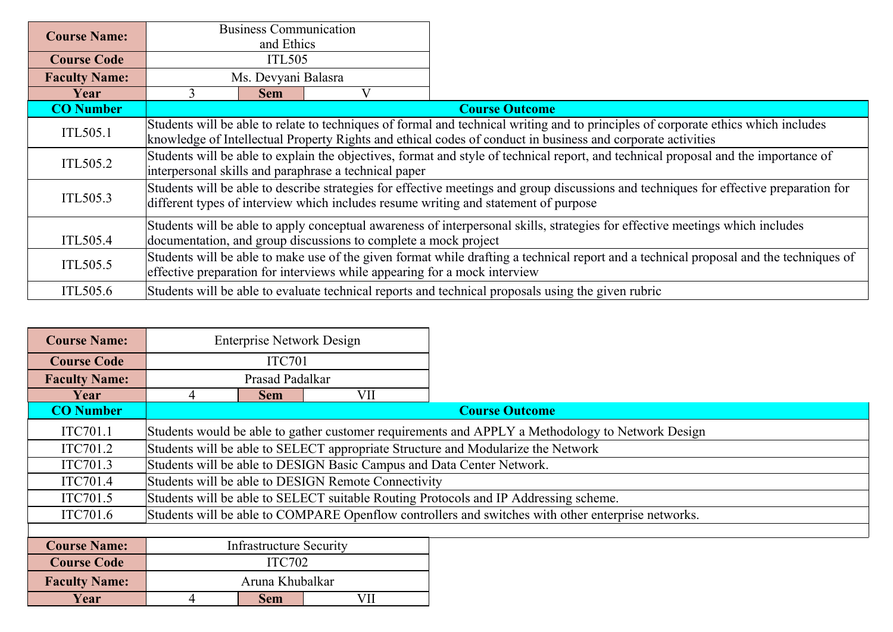| Course Name: | Business Communication and Ethics | | |
|---|---|---|---|
| Course Code | ITL505 | | |
| Faculty Name: | Ms. Devyani Balasra | | |
| Year | 3 | Sem | V |

| CO Number | Course Outcome |
|---|---|
| ITL505.1 | Students will be able to relate to techniques of formal and technical writing and to principles of corporate ethics which includes knowledge of Intellectual Property Rights and ethical codes of conduct in business and corporate activities |
| ITL505.2 | Students will be able to explain the objectives, format and style of technical report, and technical proposal and the importance of interpersonal skills and paraphrase a technical paper |
| ITL505.3 | Students will be able to describe strategies for effective meetings and group discussions and techniques for effective preparation for different types of interview which includes resume writing and statement of purpose |
| ITL505.4 | Students will be able to apply conceptual awareness of interpersonal skills, strategies for effective meetings which includes documentation, and group discussions to complete a mock project |
| ITL505.5 | Students will be able to make use of the given format while drafting a technical report and a technical proposal and the techniques of effective preparation for interviews while appearing for a mock interview |
| ITL505.6 | Students will be able to evaluate technical reports and technical proposals using the given rubric |

| Course Name: | Enterprise Network Design | | |
|---|---|---|---|
| Course Code | ITC701 | | |
| Faculty Name: | Prasad Padalkar | | |
| Year | 4 | Sem | VII |

| CO Number | Course Outcome |
|---|---|
| ITC701.1 | Students would be able to gather customer requirements and APPLY a Methodology to Network Design |
| ITC701.2 | Students will be able to SELECT appropriate Structure and Modularize the Network |
| ITC701.3 | Students will be able to DESIGN Basic Campus and Data Center Network. |
| ITC701.4 | Students will be able to DESIGN Remote Connectivity |
| ITC701.5 | Students will be able to SELECT suitable Routing Protocols and IP Addressing scheme. |
| ITC701.6 | Students will be able to COMPARE Openflow controllers and switches with other enterprise networks. |

| Course Name: | Infrastructure Security | | |
|---|---|---|---|
| Course Code | ITC702 | | |
| Faculty Name: | Aruna Khubalkar | | |
| Year | 4 | Sem | VII |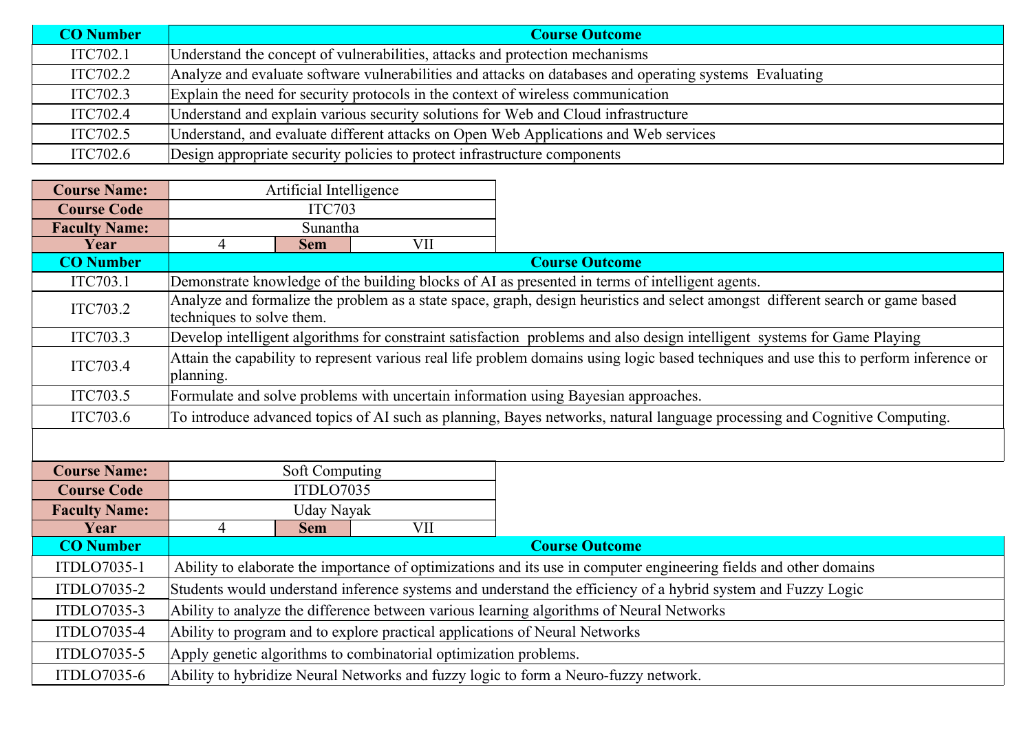| CO Number | Course Outcome |
|---|---|
| ITC702.1 | Understand the concept of vulnerabilities, attacks and protection mechanisms |
| ITC702.2 | Analyze and evaluate software vulnerabilities and attacks on databases and operating systems Evaluating |
| ITC702.3 | Explain the need for security protocols in the context of wireless communication |
| ITC702.4 | Understand and explain various security solutions for Web and Cloud infrastructure |
| ITC702.5 | Understand, and evaluate different attacks on Open Web Applications and Web services |
| ITC702.6 | Design appropriate security policies to protect infrastructure components |

| Course Name: | Artificial Intelligence | | |
|---|---|---|---|
| Course Code | ITC703 | | |
| Faculty Name: | Sunantha | | |
| Year | 4 | Sem | VII |

| CO Number | Course Outcome |
|---|---|
| ITC703.1 | Demonstrate knowledge of the building blocks of AI as presented in terms of intelligent agents. |
| ITC703.2 | Analyze and formalize the problem as a state space, graph, design heuristics and select amongst different search or game based techniques to solve them. |
| ITC703.3 | Develop intelligent algorithms for constraint satisfaction problems and also design intelligent systems for Game Playing |
| ITC703.4 | Attain the capability to represent various real life problem domains using logic based techniques and use this to perform inference or planning. |
| ITC703.5 | Formulate and solve problems with uncertain information using Bayesian approaches. |
| ITC703.6 | To introduce advanced topics of AI such as planning, Bayes networks, natural language processing and Cognitive Computing. |

| Course Name: | Soft Computing | | |
|---|---|---|---|
| Course Code | ITDLO7035 | | |
| Faculty Name: | Uday Nayak | | |
| Year | 4 | Sem | VII |

| CO Number | Course Outcome |
|---|---|
| ITDLO7035-1 | Ability to elaborate the importance of optimizations and its use in computer engineering fields and other domains |
| ITDLO7035-2 | Students would understand inference systems and understand the efficiency of a hybrid system and Fuzzy Logic |
| ITDLO7035-3 | Ability to analyze the difference between various learning algorithms of Neural Networks |
| ITDLO7035-4 | Ability to program and to explore practical applications of Neural Networks |
| ITDLO7035-5 | Apply genetic algorithms to combinatorial optimization problems. |
| ITDLO7035-6 | Ability to hybridize Neural Networks and fuzzy logic to form a Neuro-fuzzy network. |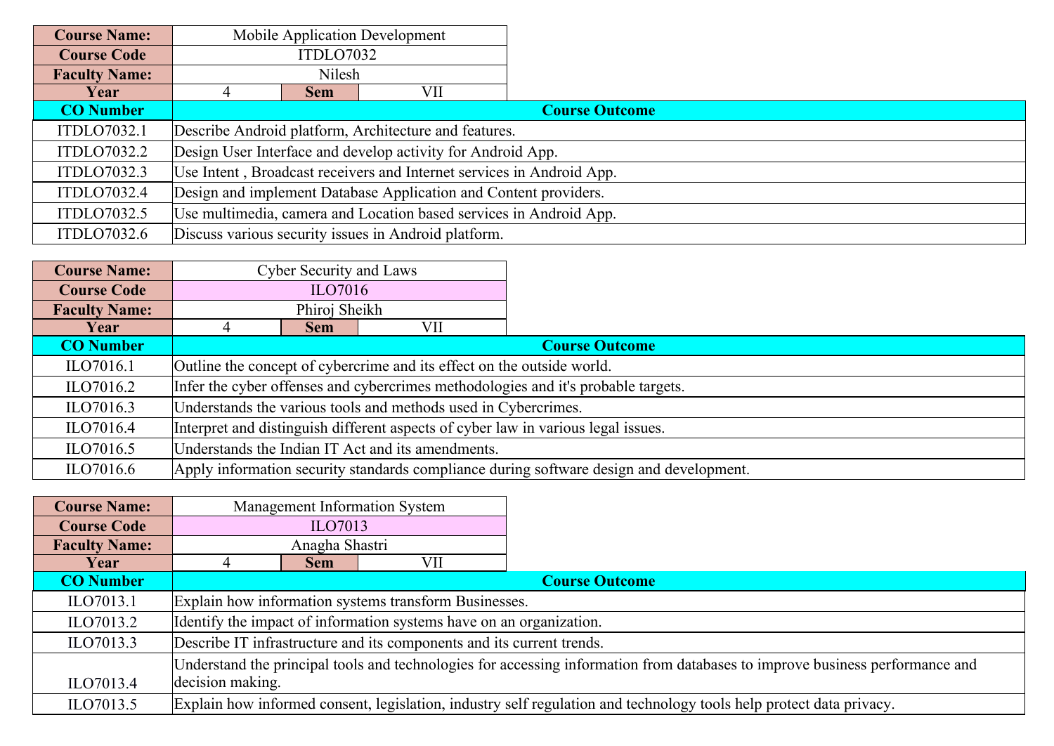| Course Name: | Mobile Application Development | |
|---|---|---|
| Course Code | ITDLO7032 | |
| Faculty Name: | Nilesh | |
| Year | 4 | Sem | VII |

| CO Number | Course Outcome |
|---|---|
| ITDLO7032.1 | Describe Android platform, Architecture and features. |
| ITDLO7032.2 | Design User Interface and develop activity for Android App. |
| ITDLO7032.3 | Use Intent , Broadcast receivers and Internet services in Android App. |
| ITDLO7032.4 | Design and implement Database Application and Content providers. |
| ITDLO7032.5 | Use multimedia, camera and Location based services in Android App. |
| ITDLO7032.6 | Discuss various security issues in Android platform. |

| Course Name: | Cyber Security and Laws | |
|---|---|---|
| Course Code | ILO7016 | |
| Faculty Name: | Phiroj Sheikh | |
| Year | 4 | Sem | VII |

| CO Number | Course Outcome |
|---|---|
| ILO7016.1 | Outline the concept of cybercrime and its effect on the outside world. |
| ILO7016.2 | Infer the cyber offenses and cybercrimes methodologies and it's probable targets. |
| ILO7016.3 | Understands the various tools and methods used in Cybercrimes. |
| ILO7016.4 | Interpret and distinguish different aspects of cyber law in various legal issues. |
| ILO7016.5 | Understands the Indian IT Act and its amendments. |
| ILO7016.6 | Apply information security standards compliance during software design and development. |

| Course Name: | Management Information System | |
|---|---|---|
| Course Code | ILO7013 | |
| Faculty Name: | Anagha Shastri | |
| Year | 4 | Sem | VII |

| CO Number | Course Outcome |
|---|---|
| ILO7013.1 | Explain how information systems transform Businesses. |
| ILO7013.2 | Identify the impact of information systems have on an organization. |
| ILO7013.3 | Describe IT infrastructure and its components and its current trends. |
| ILO7013.4 | Understand the principal tools and technologies for accessing information from databases to improve business performance and decision making. |
| ILO7013.5 | Explain how informed consent, legislation, industry self regulation and technology tools help protect data privacy. |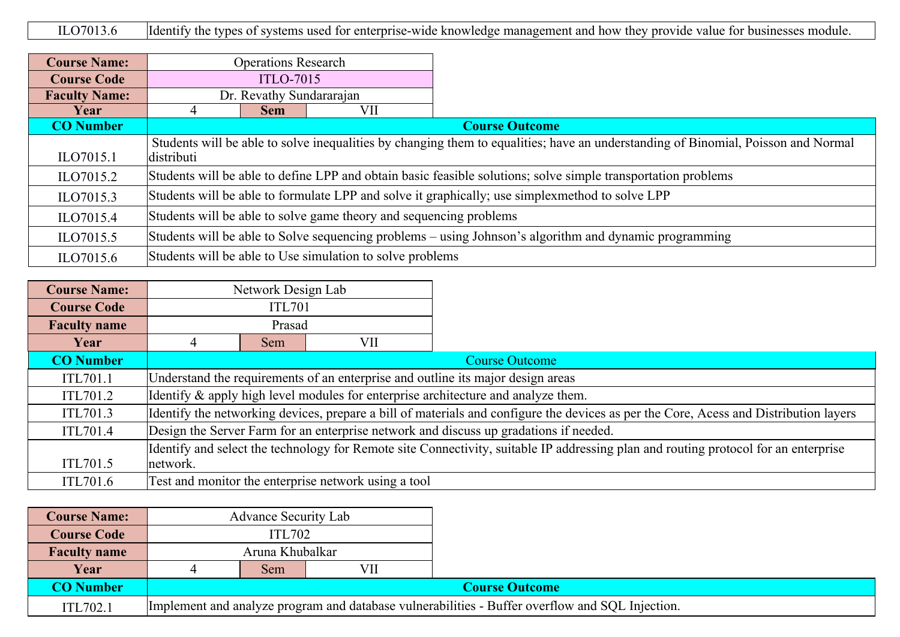| | |
|---|---|
| ILO7013.6 | Identify the types of systems used for enterprise-wide knowledge management and how they provide value for businesses module. |

| Course Name: | Operations Research | | |
|---|---|---|---|
| Course Code | ITLO-7015 | | |
| Faculty Name: | Dr. Revathy Sundararajan | | |
| Year | 4 | Sem | VII |

| CO Number | Course Outcome |
|---|---|
| ILO7015.1 | Students will be able to solve inequalities by changing them to equalities; have an understanding of Binomial, Poisson and Normal distributi |
| ILO7015.2 | Students will be able to define LPP and obtain basic feasible solutions; solve simple transportation problems |
| ILO7015.3 | Students will be able to formulate LPP and solve it graphically; use simplexmethod to solve LPP |
| ILO7015.4 | Students will be able to solve game theory and sequencing problems |
| ILO7015.5 | Students will be able to Solve sequencing problems – using Johnson's algorithm and dynamic programming |
| ILO7015.6 | Students will be able to Use simulation to solve problems |

| Course Name: | Network Design Lab | | |
|---|---|---|---|
| Course Code | ITL701 | | |
| Faculty name | Prasad | | |
| Year | 4 | Sem | VII |

| CO Number | Course Outcome |
|---|---|
| ITL701.1 | Understand the requirements of an enterprise and outline its major design areas |
| ITL701.2 | Identify & apply high level modules for enterprise architecture and analyze them. |
| ITL701.3 | Identify the networking devices, prepare a bill of materials and configure the devices as per the Core, Acess and Distribution layers |
| ITL701.4 | Design the Server Farm for an enterprise network and discuss up gradations if needed. |
| ITL701.5 | Identify and select the technology for Remote site Connectivity, suitable IP addressing plan and routing protocol for an enterprise network. |
| ITL701.6 | Test and monitor the enterprise network using a tool |

| Course Name: | Advance Security Lab | | |
|---|---|---|---|
| Course Code | ITL702 | | |
| Faculty name | Aruna Khubalkar | | |
| Year | 4 | Sem | VII |

| CO Number | Course Outcome |
|---|---|
| ITL702.1 | Implement and analyze program and database vulnerabilities - Buffer overflow and SQL Injection. |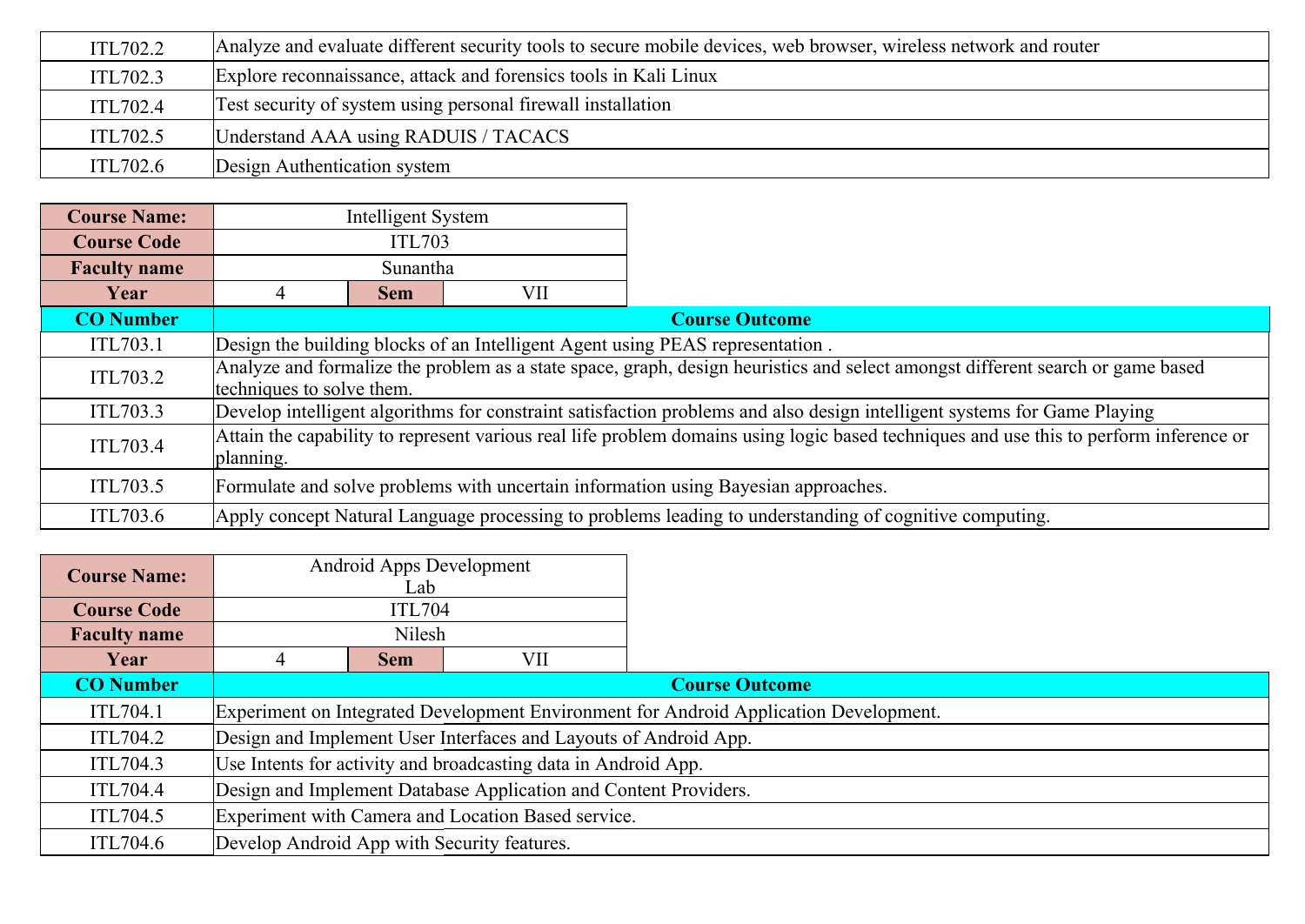| | |
|---|---|
| ITL702.2 | Analyze and evaluate different security tools to secure mobile devices, web browser, wireless network and router |
| ITL702.3 | Explore reconnaissance, attack and forensics tools in Kali Linux |
| ITL702.4 | Test security of system using personal firewall installation |
| ITL702.5 | Understand AAA using RADUIS / TACACS |
| ITL702.6 | Design Authentication system |

| **Course Name:** | Intelligent System | | |
|---|---|---|---|
| **Course Code** | ITL703 | | |
| **Faculty name** | Sunantha | | |
| **Year** | 4 | **Sem** | VII |

| **CO Number** | **Course Outcome** |
|---|---|
| ITL703.1 | Design the building blocks of an Intelligent Agent using PEAS representation . |
| ITL703.2 | Analyze and formalize the problem as a state space, graph, design heuristics and select amongst different search or game based techniques to solve them. |
| ITL703.3 | Develop intelligent algorithms for constraint satisfaction problems and also design intelligent systems for Game Playing |
| ITL703.4 | Attain the capability to represent various real life problem domains using logic based techniques and use this to perform inference or planning. |
| ITL703.5 | Formulate and solve problems with uncertain information using Bayesian approaches. |
| ITL703.6 | Apply concept Natural Language processing to problems leading to understanding of cognitive computing. |

| **Course Name:** | Android Apps Development Lab | | |
|---|---|---|---|
| **Course Code** | ITL704 | | |
| **Faculty name** | Nilesh | | |
| **Year** | 4 | **Sem** | VII |

| **CO Number** | **Course Outcome** |
|---|---|
| ITL704.1 | Experiment on Integrated Development Environment for Android Application Development. |
| ITL704.2 | Design and Implement User Interfaces and Layouts of Android App. |
| ITL704.3 | Use Intents for activity and broadcasting data in Android App. |
| ITL704.4 | Design and Implement Database Application and Content Providers. |
| ITL704.5 | Experiment with Camera and Location Based service. |
| ITL704.6 | Develop Android App with Security features. |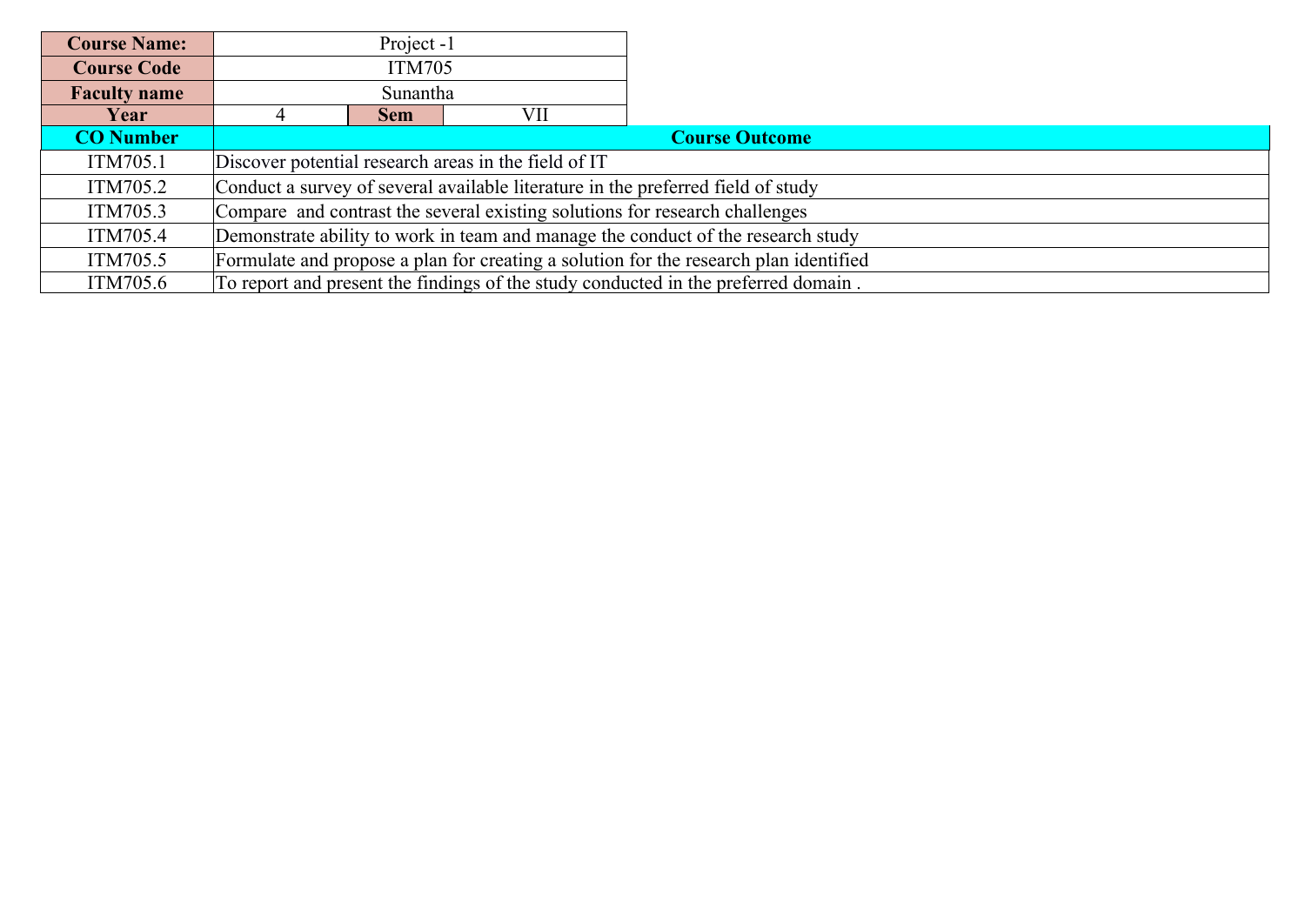| | | | |
|---|---|---|---|
| **Course Name:** | Project -1 | | |
| **Course Code** | ITM705 | | |
| **Faculty name** | Sunantha | | |
| **Year** | 4 | **Sem** | VII |

| **CO Number** | **Course Outcome** |
|---|---|
| ITM705.1 | Discover potential research areas in the field of IT |
| ITM705.2 | Conduct a survey of several available literature in the preferred field of study |
| ITM705.3 | Compare  and contrast the several existing solutions for research challenges |
| ITM705.4 | Demonstrate ability to work in team and manage the conduct of the research study |
| ITM705.5 | Formulate and propose a plan for creating a solution for the research plan identified |
| ITM705.6 | To report and present the findings of the study conducted in the preferred domain . |